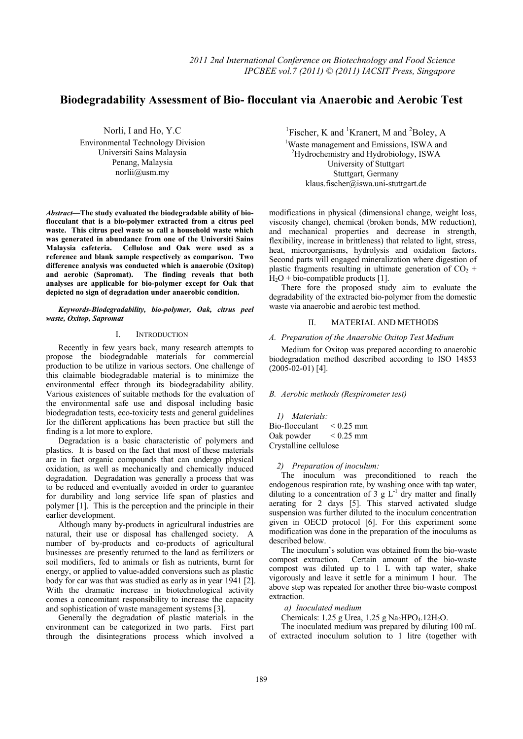# Biodegradability Assessment of Bio- flocculant via Anaerobic and Aerobic Test

Norli, I and Ho, Y.C
Environmental Technology Division
Universiti Sains Malaysia
Penang, Malaysia
norlii@usm.my

[1]Fischer, K and [1]Kranert, M and [2]Boley, A
[1]Waste management and Emissions, ISWA and
[2]Hydrochemistry and Hydrobiology, ISWA
University of Stuttgart
Stuttgart, Germany
klaus.fischer@iswa.uni-stuttgart.de

***Abstract*—The study evaluated the biodegradable ability of bio-flocculant that is a bio-polymer extracted from a citrus peel waste. This citrus peel waste so call a household waste which was generated in abundance from one of the Universiti Sains Malaysia cafeteria. Cellulose and Oak were used as a reference and blank sample respectively as comparison. Two difference analysis was conducted which is anaerobic (Oxitop) and aerobic (Sapromat). The finding reveals that both analyses are applicable for bio-polymer except for Oak that depicted no sign of degradation under anaerobic condition.**

***Keywords-Biodegradability, bio-polymer, Oak, citrus peel waste, Oxitop, Sapromat***

## I. Introduction

Recently in few years back, many research attempts to propose the biodegradable materials for commercial production to be utilize in various sectors. One challenge of this claimable biodegradable material is to minimize the environmental effect through its biodegradability ability. Various existences of suitable methods for the evaluation of the environmental safe use and disposal including basic biodegradation tests, eco-toxicity tests and general guidelines for the different applications has been practice but still the finding is a lot more to explore.

Degradation is a basic characteristic of polymers and plastics. It is based on the fact that most of these materials are in fact organic compounds that can undergo physical oxidation, as well as mechanically and chemically induced degradation. Degradation was generally a process that was to be reduced and eventually avoided in order to guarantee for durability and long service life span of plastics and polymer [1]. This is the perception and the principle in their earlier development.

Although many by-products in agricultural industries are natural, their use or disposal has challenged society. A number of by-products and co-products of agricultural businesses are presently returned to the land as fertilizers or soil modifiers, fed to animals or fish as nutrients, burnt for energy, or applied to value-added conversions such as plastic body for car was that was studied as early as in year 1941 [2]. With the dramatic increase in biotechnological activity comes a concomitant responsibility to increase the capacity and sophistication of waste management systems [3].

Generally the degradation of plastic materials in the environment can be categorized in two parts. First part through the disintegrations process which involved a modifications in physical (dimensional change, weight loss, viscosity change), chemical (broken bonds, MW reduction), and mechanical properties and decrease in strength, flexibility, increase in brittleness) that related to light, stress, heat, microorganisms, hydrolysis and oxidation factors. Second parts will engaged mineralization where digestion of plastic fragments resulting in ultimate generation of $CO_2$ + $H_2O$ + bio-compatible products [1].

There fore the proposed study aim to evaluate the degradability of the extracted bio-polymer from the domestic waste via anaerobic and aerobic test method.

## II. Material and Methods

### *A. Preparation of the Anaerobic Oxitop Test Medium*

Medium for Oxitop was prepared according to anaerobic biodegradation method described according to ISO 14853 (2005-02-01) [4].

### *B. Aerobic methods (Respirometer test)*

#### *1) Materials:*

Bio-flocculant < 0.25 mm
Oak powder < 0.25 mm
Crystalline cellulose

#### *2) Preparation of inoculum:*

The inoculum was preconditioned to reach the endogenous respiration rate, by washing once with tap water, diluting to a concentration of 3 g $L^{-1}$ dry matter and finally aerating for 2 days [5]. This starved activated sludge suspension was further diluted to the inoculum concentration given in OECD protocol [6]. For this experiment some modification was done in the preparation of the inoculums as described below.

The inoculum's solution was obtained from the bio-waste compost extraction. Certain amount of the bio-waste compost was diluted up to 1 L with tap water, shake vigorously and leave it settle for a minimum 1 hour. The above step was repeated for another three bio-waste compost extraction.

*a) Inoculated medium*

Chemicals: 1.25 g Urea, 1.25 g $Na_2HPO_4.12H_2O$.

The inoculated medium was prepared by diluting 100 mL of extracted inoculum solution to 1 litre (together with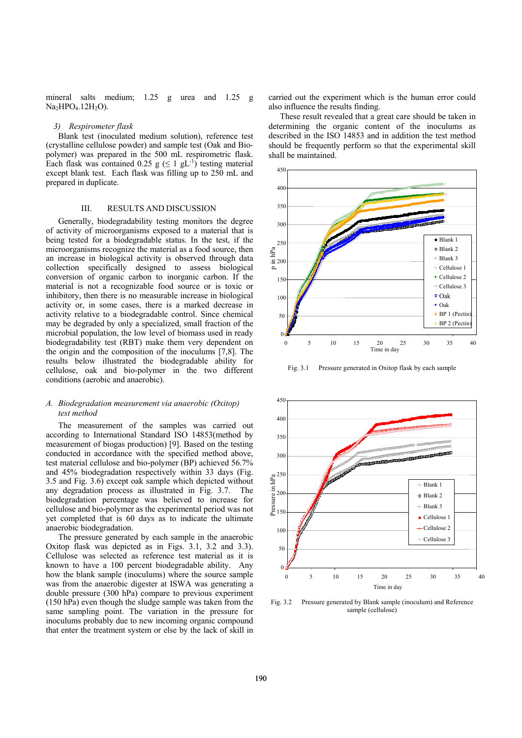mineral salts medium; 1.25 g urea and 1.25 g $Na_2HPO_4.12H_2O$).

*3) Respirometer flask*

Blank test (inoculated medium solution), reference test (crystalline cellulose powder) and sample test (Oak and Bio-polymer) was prepared in the 500 mL respirometric flask. Each flask was contained 0.25 g ($\leq 1$ $gL^{-1}$) testing material except blank test. Each flask was filling up to 250 mL and prepared in duplicate.

## III. RESULTS AND DISCUSSION

Generally, biodegradability testing monitors the degree of activity of microorganisms exposed to a material that is being tested for a biodegradable status. In the test, if the microorganisms recognize the material as a food source, then an increase in biological activity is observed through data collection specifically designed to assess biological conversion of organic carbon to inorganic carbon. If the material is not a recognizable food source or is toxic or inhibitory, then there is no measurable increase in biological activity or, in some cases, there is a marked decrease in activity relative to a biodegradable control. Since chemical may be degraded by only a specialized, small fraction of the microbial population, the low level of biomass used in ready biodegradability test (RBT) make them very dependent on the origin and the composition of the inoculums [7,8]. The results below illustrated the biodegradable ability for cellulose, oak and bio-polymer in the two different conditions (aerobic and anaerobic).

### *A. Biodegradation measurement via anaerobic (Oxitop) test method*

The measurement of the samples was carried out according to International Standard ISO 14853(method by measurement of biogas production) [9]. Based on the testing conducted in accordance with the specified method above, test material cellulose and bio-polymer (BP) achieved 56.7% and 45% biodegradation respectively within 33 days (Fig. 3.5 and Fig. 3.6) except oak sample which depicted without any degradation process as illustrated in Fig. 3.7. The biodegradation percentage was believed to increase for cellulose and bio-polymer as the experimental period was not yet completed that is 60 days as to indicate the ultimate anaerobic biodegradation.

The pressure generated by each sample in the anaerobic Oxitop flask was depicted as in Figs. 3.1, 3.2 and 3.3). Cellulose was selected as reference test material as it is known to have a 100 percent biodegradable ability. Any how the blank sample (inoculums) where the source sample was from the anaerobic digester at ISWA was generating a double pressure (300 hPa) compare to previous experiment (150 hPa) even though the sludge sample was taken from the same sampling point. The variation in the pressure for inoculums probably due to new incoming organic compound that enter the treatment system or else by the lack of skill in carried out the experiment which is the human error could also influence the results finding.

These result revealed that a great care should be taken in determining the organic content of the inoculums as described in the ISO 14853 and in addition the test method should be frequently perform so that the experimental skill shall be maintained.

Fig. 3.1 Pressure generated in Oxitop flask by each sample

Fig. 3.2 Pressure generated by Blank sample (inoculum) and Reference sample (cellulose)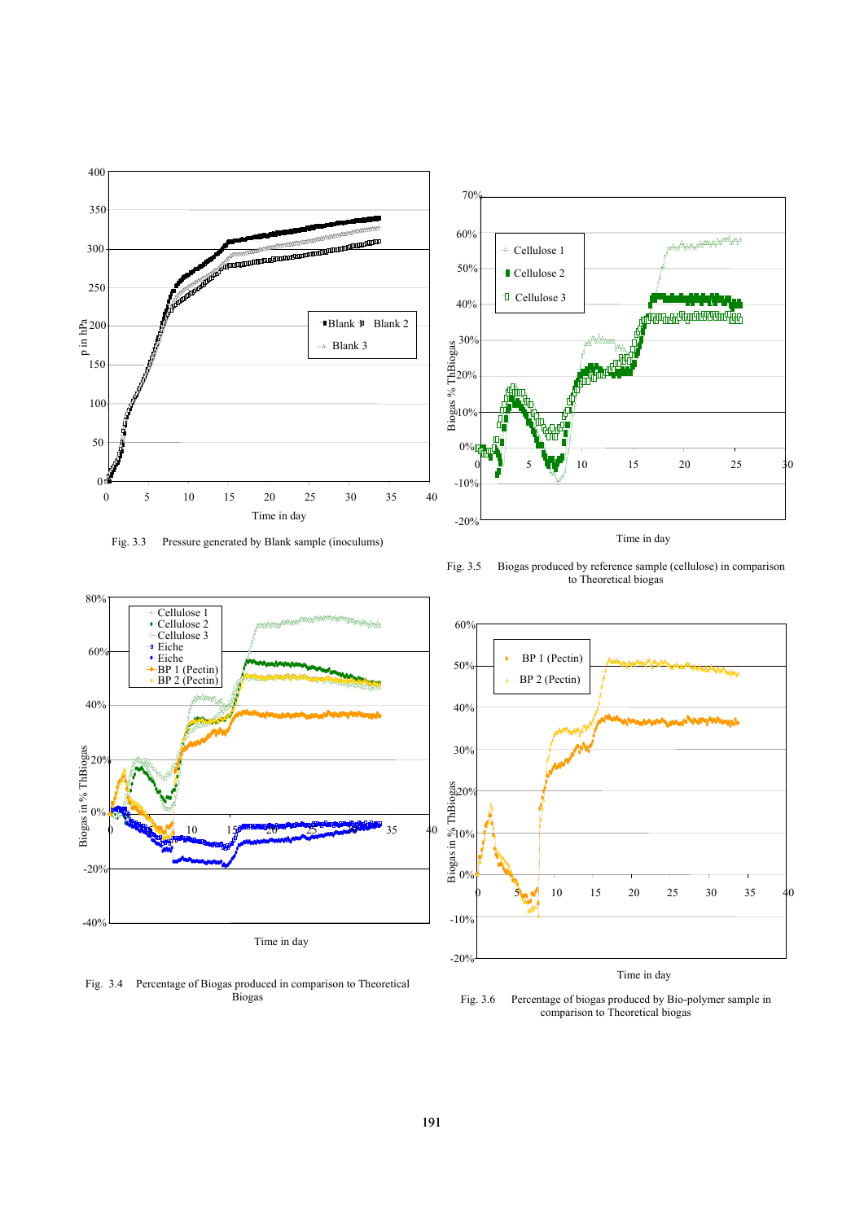Fig. 3.3 Pressure generated by Blank sample (inoculums)

Fig. 3.5 Biogas produced by reference sample (cellulose) in comparison to Theoretical biogas

Fig. 3.4 Percentage of Biogas produced in comparison to Theoretical Biogas

Fig. 3.6 Percentage of biogas produced by Bio-polymer sample in comparison to Theoretical biogas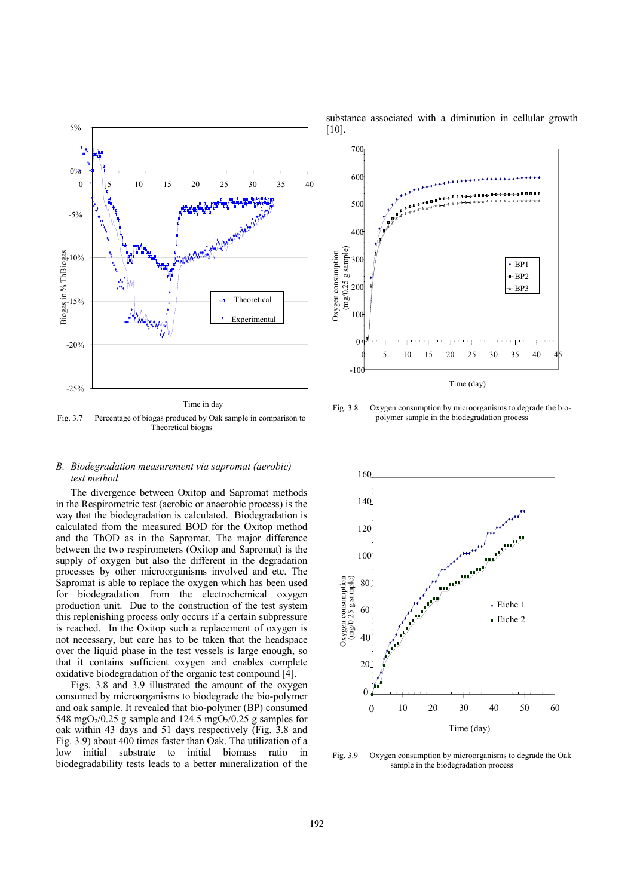Fig. 3.7 Percentage of biogas produced by Oak sample in comparison to Theoretical biogas

### *B. Biodegradation measurement via sapromat (aerobic) test method*

The divergence between Oxitop and Sapromat methods in the Respirometric test (aerobic or anaerobic process) is the way that the biodegradation is calculated. Biodegradation is calculated from the measured BOD for the Oxitop method and the ThOD as in the Sapromat. The major difference between the two respirometers (Oxitop and Sapromat) is the supply of oxygen but also the different in the degradation processes by other microorganisms involved and etc. The Sapromat is able to replace the oxygen which has been used for biodegradation from the electrochemical oxygen production unit. Due to the construction of the test system this replenishing process only occurs if a certain subpressure is reached. In the Oxitop such a replacement of oxygen is not necessary, but care has to be taken that the headspace over the liquid phase in the test vessels is large enough, so that it contains sufficient oxygen and enables complete oxidative biodegradation of the organic test compound [4].

Figs. 3.8 and 3.9 illustrated the amount of the oxygen consumed by microorganisms to biodegrade the bio-polymer and oak sample. It revealed that bio-polymer (BP) consumed 548 $mgO_2$/0.25 g sample and 124.5 $mgO_2$/0.25 g samples for oak within 43 days and 51 days respectively (Fig. 3.8 and Fig. 3.9) about 400 times faster than Oak. The utilization of a low initial substrate to initial biomass ratio in biodegradability tests leads to a better mineralization of the substance associated with a diminution in cellular growth [10].

Fig. 3.8 Oxygen consumption by microorganisms to degrade the bio-polymer sample in the biodegradation process

Fig. 3.9 Oxygen consumption by microorganisms to degrade the Oak sample in the biodegradation process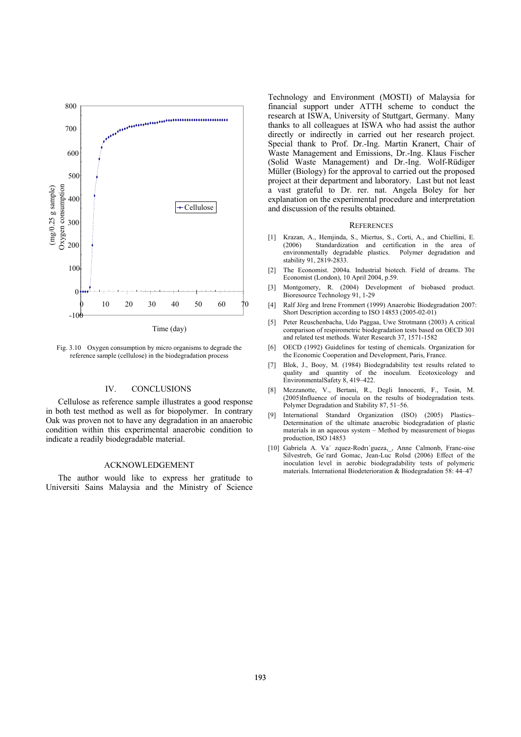800
700
600
500
400
300
200
100
0
-100

(mg/0.25 g sample)
Oxygen consumption

Cellulose

0
10
20
30
40
50
60
70

Time (day)

Fig. 3.10 Oxygen consumption by micro organisms to degrade the reference sample (cellulose) in the biodegradation process

## IV. CONCLUSIONS

Cellulose as reference sample illustrates a good response in both test method as well as for biopolymer. In contrary Oak was proven not to have any degradation in an anaerobic condition within this experimental anaerobic condition to indicate a readily biodegradable material.

## ACKNOWLEDGEMENT

The author would like to express her gratitude to Universiti Sains Malaysia and the Ministry of Science Technology and Environment (MOSTI) of Malaysia for financial support under ATTH scheme to conduct the research at ISWA, University of Stuttgart, Germany. Many thanks to all colleagues at ISWA who had assist the author directly or indirectly in carried out her research project. Special thank to Prof. Dr.-Ing. Martin Kranert, Chair of Waste Management and Emissions, Dr.-Ing. Klaus Fischer (Solid Waste Management) and Dr.-Ing. Wolf-Rüdiger Müller (Biology) for the approval to carried out the proposed project at their department and laboratory. Last but not least a vast grateful to Dr. rer. nat. Angela Boley for her explanation on the experimental procedure and interpretation and discussion of the results obtained.

## REFERENCES

[1] Krazan, A., Hemjinda, S., Miertus, S., Corti, A., and Chiellini, E. (2006) Standardization and certification in the area of environmentally degradable plastics. Polymer degradation and stability 91, 2819-2833.

[2] The Economist. 2004a. Industrial biotech. Field of dreams. The Economist (London), 10 April 2004, p.59.

[3] Montgomery, R. (2004) Development of biobased product. Bioresource Technology 91, 1-29

[4] Ralf Jörg and Irene Frommert (1999) Anaerobic Biodegradation 2007: Short Description according to ISO 14853 (2005-02-01)

[5] Peter Reuschenbacha, Udo Paggaa, Uwe Strotmann (2003) A critical comparison of respirometric biodegradation tests based on OECD 301 and related test methods. Water Research 37, 1571-1582

[6] OECD (1992) Guidelines for testing of chemicals. Organization for the Economic Cooperation and Development, Paris, France.

[7] Blok, J., Booy, M. (1984) Biodegradability test results related to quality and quantity of the inoculum. Ecotoxicology and EnvironmentalSafety 8, 419–422.

[8] Mezzanotte, V., Bertani, R., Degli Innocenti, F., Tosin, M. (2005)Influence of inocula on the results of biodegradation tests. Polymer Degradation and Stability 87, 51–56.

[9] International Standard Organization (ISO) (2005) Plastics–Determination of the ultimate anaerobic biodegradation of plastic materials in an aqueous system – Method by measurement of biogas production, ISO 14853

[10] Gabriela A. Va´ zquez-Rodrı´gueza,_, Anne Calmonb, Franc-oise Silvestreb, Ge´rard Gomac, Jean-Luc Rolsd (2006) Effect of the inoculation level in aerobic biodegradability tests of polymeric materials. International Biodeterioration & Biodegradation 58: 44–47